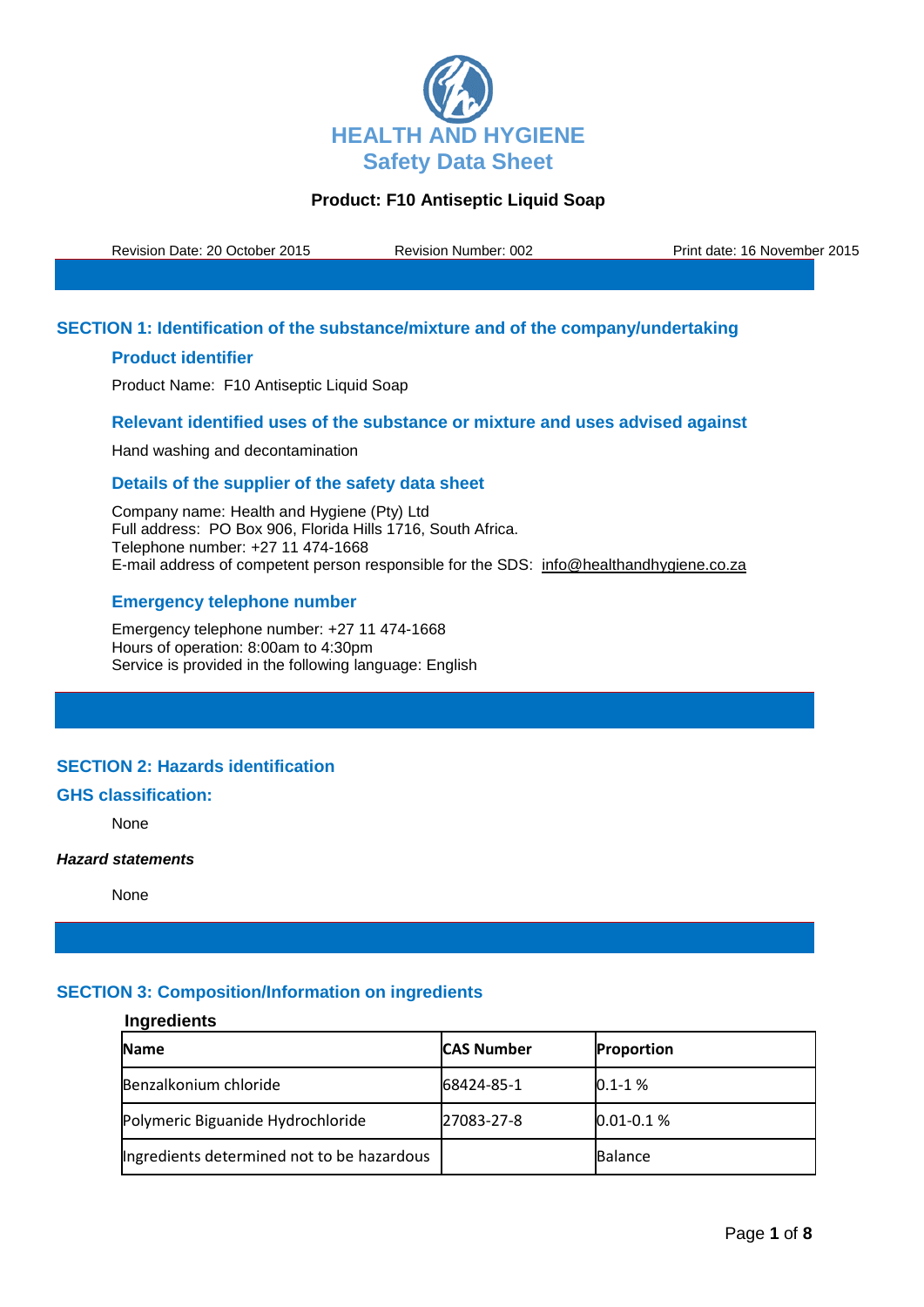# HEALTH AND HYGIENE
## Safety Data Sheet

**Product: F10 Antiseptic Liquid Soap**

Revision Date: 20 October 2015    Revision Number: 002    Print date: 16 November 2015

## SECTION 1: Identification of the substance/mixture and of the company/undertaking

### Product identifier

Product Name: F10 Antiseptic Liquid Soap

### Relevant identified uses of the substance or mixture and uses advised against

Hand washing and decontamination

### Details of the supplier of the safety data sheet

Company name: Health and Hygiene (Pty) Ltd
Full address: PO Box 906, Florida Hills 1716, South Africa.
Telephone number: +27 11 474-1668
E-mail address of competent person responsible for the SDS: info@healthandhygiene.co.za

### Emergency telephone number

Emergency telephone number: +27 11 474-1668
Hours of operation: 8:00am to 4:30pm
Service is provided in the following language: English

## SECTION 2: Hazards identification

### GHS classification:

None

***Hazard statements***

None

## SECTION 3: Composition/Information on ingredients

**Ingredients**

| Name | CAS Number | Proportion |
|---|---|---|
| Benzalkonium chloride | 68424-85-1 | 0.1-1 % |
| Polymeric Biguanide Hydrochloride | 27083-27-8 | 0.01-0.1 % |
| Ingredients determined not to be hazardous | | Balance |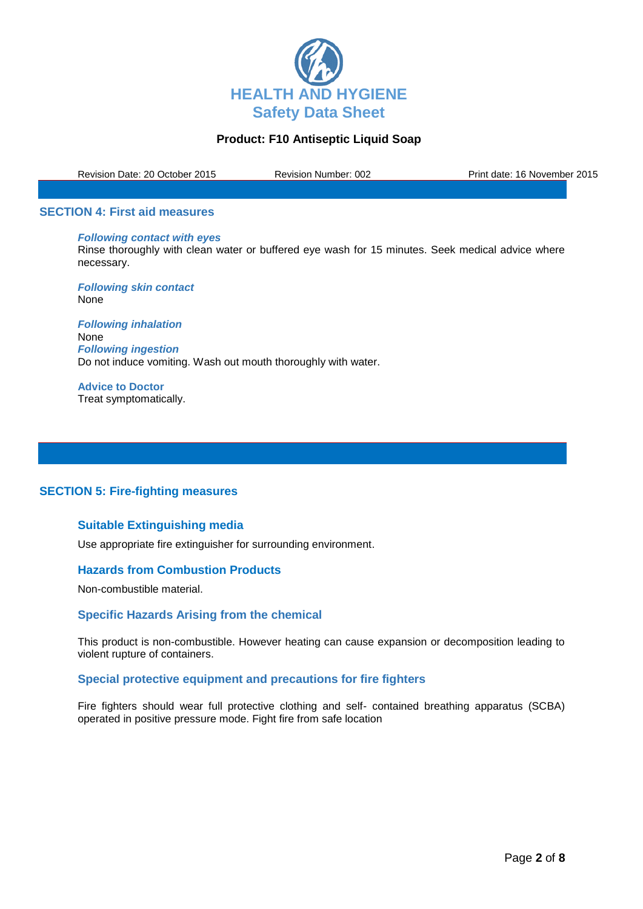# HEALTH AND HYGIENE
## Safety Data Sheet

**Product: F10 Antiseptic Liquid Soap**

Revision Date: 20 October 2015 | Revision Number: 002 | Print date: 16 November 2015

## SECTION 4: First aid measures

***Following contact with eyes***

Rinse thoroughly with clean water or buffered eye wash for 15 minutes. Seek medical advice where necessary.

***Following skin contact***

None

***Following inhalation***

None

***Following ingestion***

Do not induce vomiting. Wash out mouth thoroughly with water.

**Advice to Doctor**

Treat symptomatically.

## SECTION 5: Fire-fighting measures

### Suitable Extinguishing media

Use appropriate fire extinguisher for surrounding environment.

### Hazards from Combustion Products

Non-combustible material.

### Specific Hazards Arising from the chemical

This product is non-combustible. However heating can cause expansion or decomposition leading to violent rupture of containers.

### Special protective equipment and precautions for fire fighters

Fire fighters should wear full protective clothing and self- contained breathing apparatus (SCBA) operated in positive pressure mode. Fight fire from safe location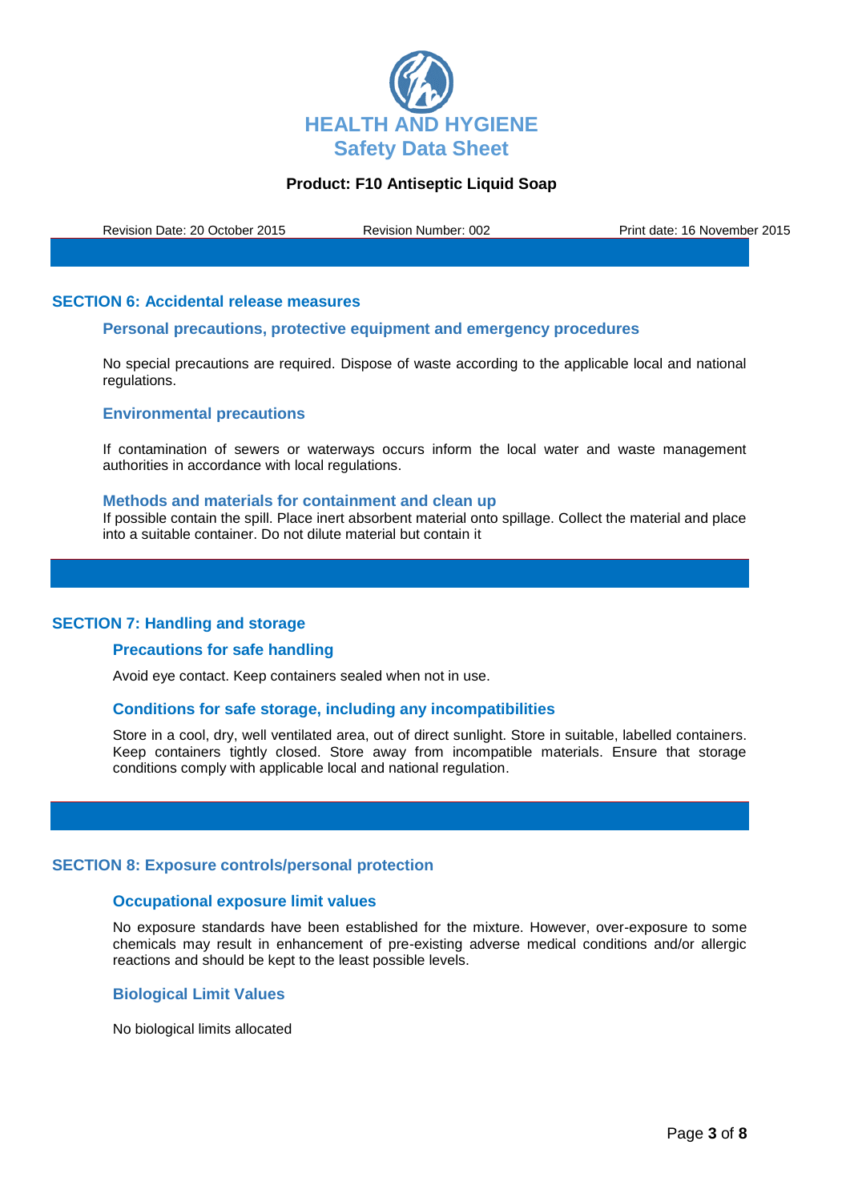## SECTION 6: Accidental release measures

### Personal precautions, protective equipment and emergency procedures

No special precautions are required. Dispose of waste according to the applicable local and national regulations.

### Environmental precautions

If contamination of sewers or waterways occurs inform the local water and waste management authorities in accordance with local regulations.

### Methods and materials for containment and clean up

If possible contain the spill. Place inert absorbent material onto spillage. Collect the material and place into a suitable container. Do not dilute material but contain it

## SECTION 7: Handling and storage

### Precautions for safe handling

Avoid eye contact. Keep containers sealed when not in use.

### Conditions for safe storage, including any incompatibilities

Store in a cool, dry, well ventilated area, out of direct sunlight. Store in suitable, labelled containers. Keep containers tightly closed. Store away from incompatible materials. Ensure that storage conditions comply with applicable local and national regulation.

## SECTION 8: Exposure controls/personal protection

### Occupational exposure limit values

No exposure standards have been established for the mixture. However, over-exposure to some chemicals may result in enhancement of pre-existing adverse medical conditions and/or allergic reactions and should be kept to the least possible levels.

### Biological Limit Values

No biological limits allocated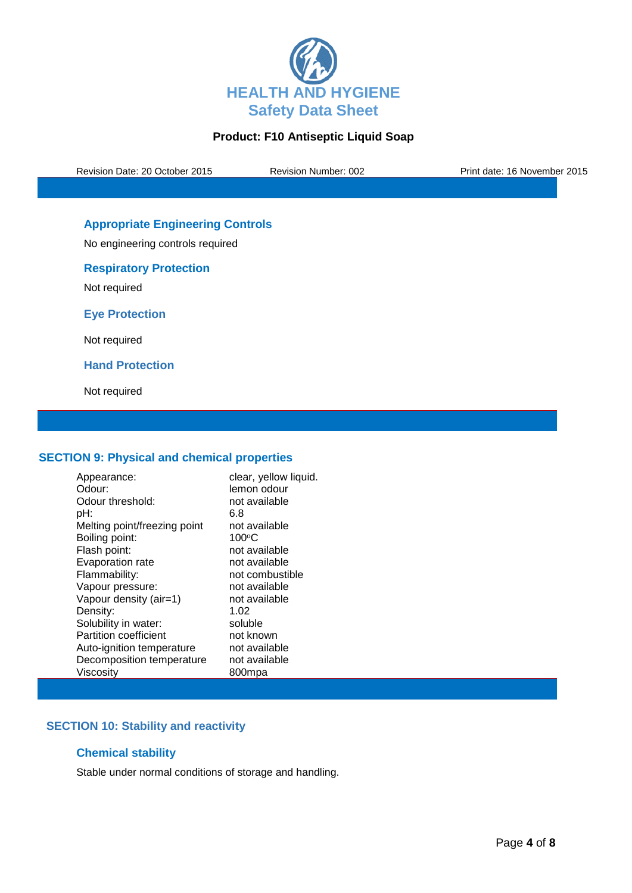### Appropriate Engineering Controls

No engineering controls required

### Respiratory Protection

Not required

### Eye Protection

Not required

### Hand Protection

Not required

## SECTION 9: Physical and chemical properties

| Property | Value |
|---|---|
| Appearance: | clear, yellow liquid. |
| Odour: | lemon odour |
| Odour threshold: | not available |
| pH: | 6.8 |
| Melting point/freezing point | not available |
| Boiling point: | 100$^{o}$C |
| Flash point: | not available |
| Evaporation rate | not available |
| Flammability: | not combustible |
| Vapour pressure: | not available |
| Vapour density (air=1) | not available |
| Density: | 1.02 |
| Solubility in water: | soluble |
| Partition coefficient | not known |
| Auto-ignition temperature | not available |
| Decomposition temperature | not available |
| Viscosity | 800mpa |

## SECTION 10: Stability and reactivity

### Chemical stability

Stable under normal conditions of storage and handling.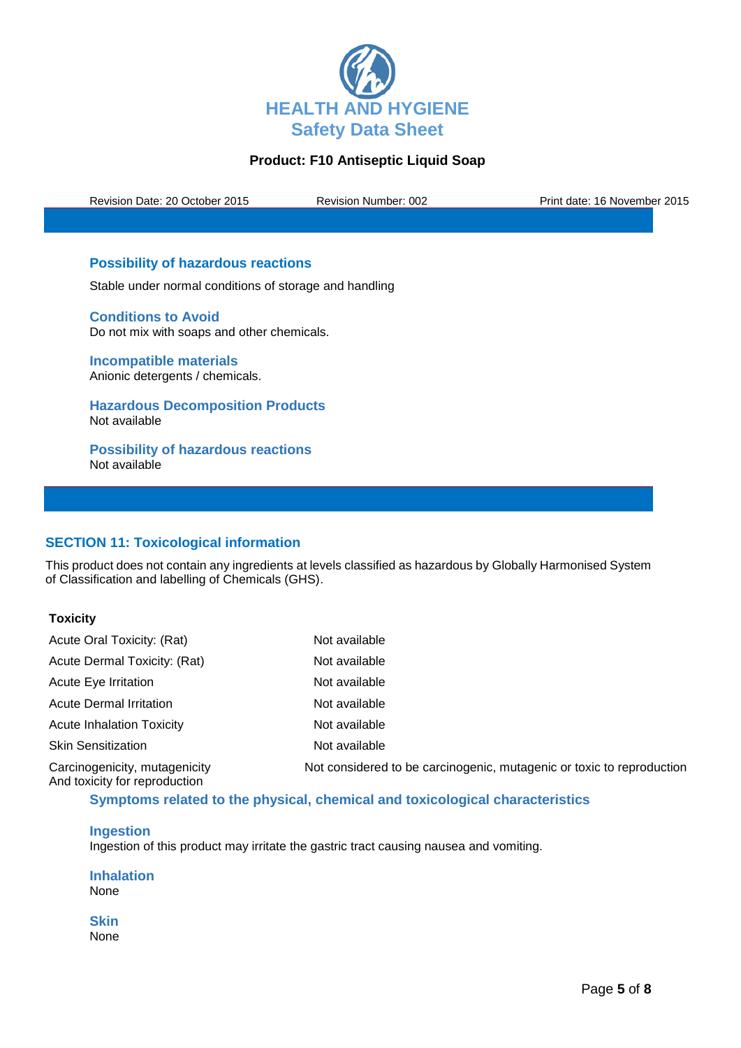### Possibility of hazardous reactions

Stable under normal conditions of storage and handling

### Conditions to Avoid

Do not mix with soaps and other chemicals.

### Incompatible materials

Anionic detergents / chemicals.

### Hazardous Decomposition Products

Not available

### Possibility of hazardous reactions

Not available

## SECTION 11: Toxicological information

This product does not contain any ingredients at levels classified as hazardous by Globally Harmonised System of Classification and labelling of Chemicals (GHS).

**Toxicity**

| | |
|---|---|
| Acute Oral Toxicity: (Rat) | Not available |
| Acute Dermal Toxicity: (Rat) | Not available |
| Acute Eye Irritation | Not available |
| Acute Dermal Irritation | Not available |
| Acute Inhalation Toxicity | Not available |
| Skin Sensitization | Not available |
| Carcinogenicity, mutagenicity And toxicity for reproduction | Not considered to be carcinogenic, mutagenic or toxic to reproduction |

### Symptoms related to the physical, chemical and toxicological characteristics

### Ingestion

Ingestion of this product may irritate the gastric tract causing nausea and vomiting.

### Inhalation

None

### Skin

None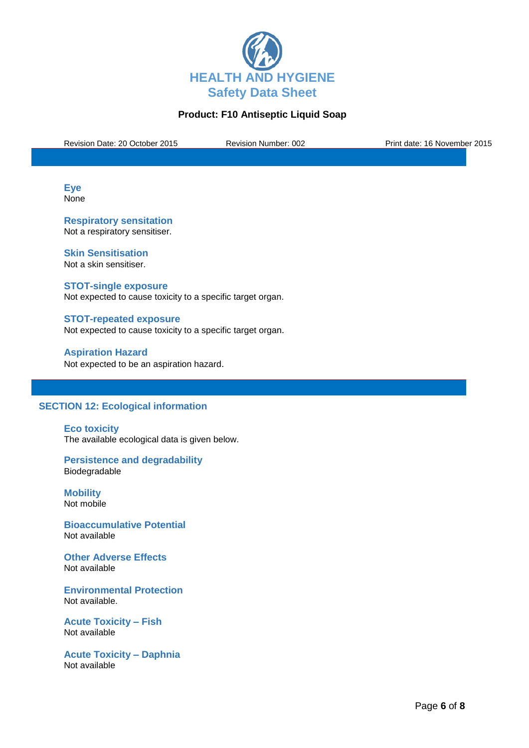### Eye
None

### Respiratory sensitation
Not a respiratory sensitiser.

### Skin Sensitisation
Not a skin sensitiser.

### STOT-single exposure
Not expected to cause toxicity to a specific target organ.

### STOT-repeated exposure
Not expected to cause toxicity to a specific target organ.

### Aspiration Hazard
Not expected to be an aspiration hazard.

## SECTION 12: Ecological information

### Eco toxicity
The available ecological data is given below.

### Persistence and degradability
Biodegradable

### Mobility
Not mobile

### Bioaccumulative Potential
Not available

### Other Adverse Effects
Not available

### Environmental Protection
Not available.

### Acute Toxicity – Fish
Not available

### Acute Toxicity – Daphnia
Not available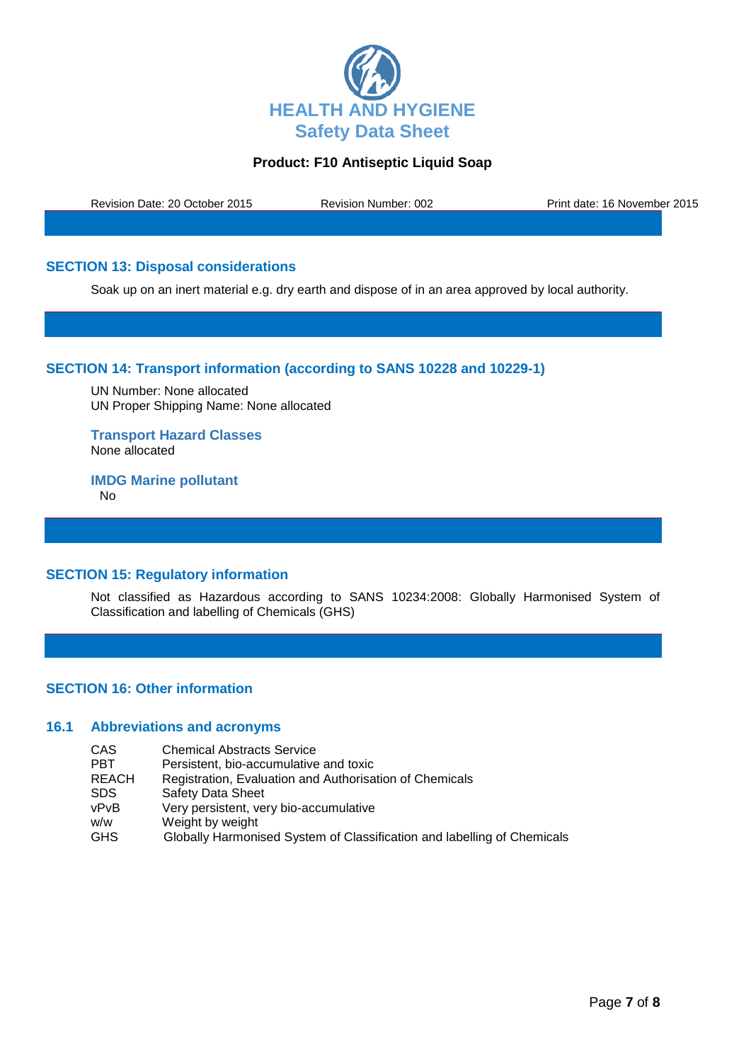## SECTION 13: Disposal considerations

Soak up on an inert material e.g. dry earth and dispose of in an area approved by local authority.

## SECTION 14: Transport information (according to SANS 10228 and 10229-1)

UN Number: None allocated
UN Proper Shipping Name: None allocated

### Transport Hazard Classes

None allocated

### IMDG Marine pollutant

No

## SECTION 15: Regulatory information

Not classified as Hazardous according to SANS 10234:2008: Globally Harmonised System of Classification and labelling of Chemicals (GHS)

## SECTION 16: Other information

### 16.1 Abbreviations and acronyms

| | |
|---|---|
| CAS | Chemical Abstracts Service |
| PBT | Persistent, bio-accumulative and toxic |
| REACH | Registration, Evaluation and Authorisation of Chemicals |
| SDS | Safety Data Sheet |
| vPvB | Very persistent, very bio-accumulative |
| w/w | Weight by weight |
| GHS | Globally Harmonised System of Classification and labelling of Chemicals |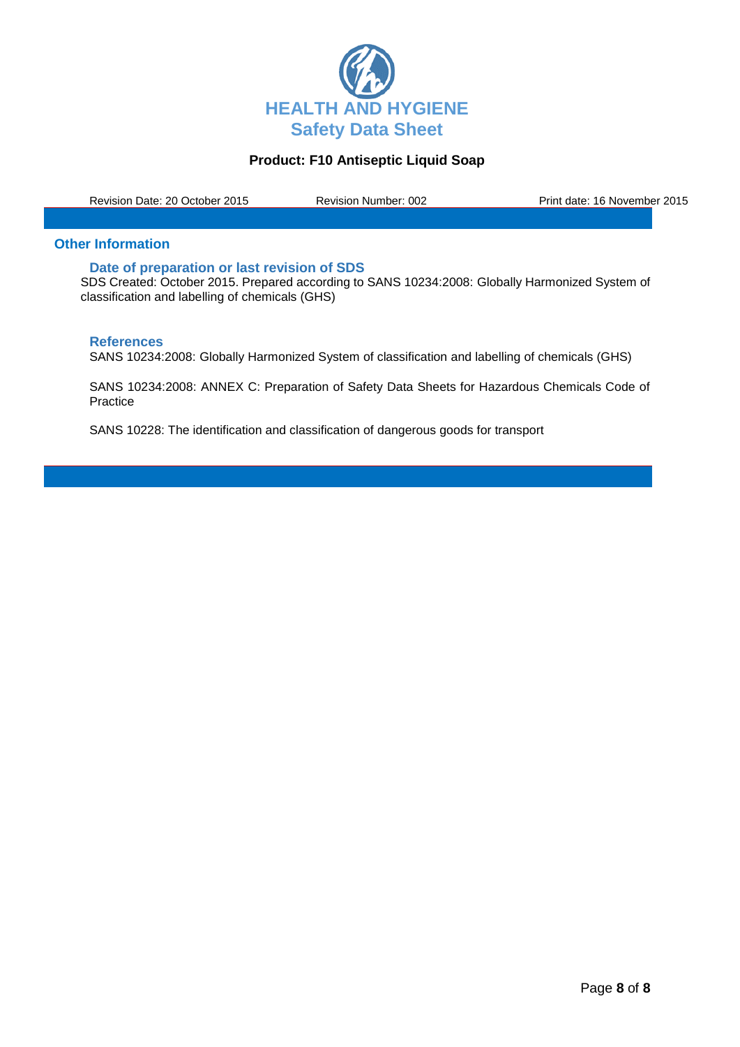## Other Information

### Date of preparation or last revision of SDS

SDS Created: October 2015. Prepared according to SANS 10234:2008: Globally Harmonized System of classification and labelling of chemicals (GHS)

### References

SANS 10234:2008: Globally Harmonized System of classification and labelling of chemicals (GHS)

SANS 10234:2008: ANNEX C: Preparation of Safety Data Sheets for Hazardous Chemicals Code of Practice

SANS 10228: The identification and classification of dangerous goods for transport